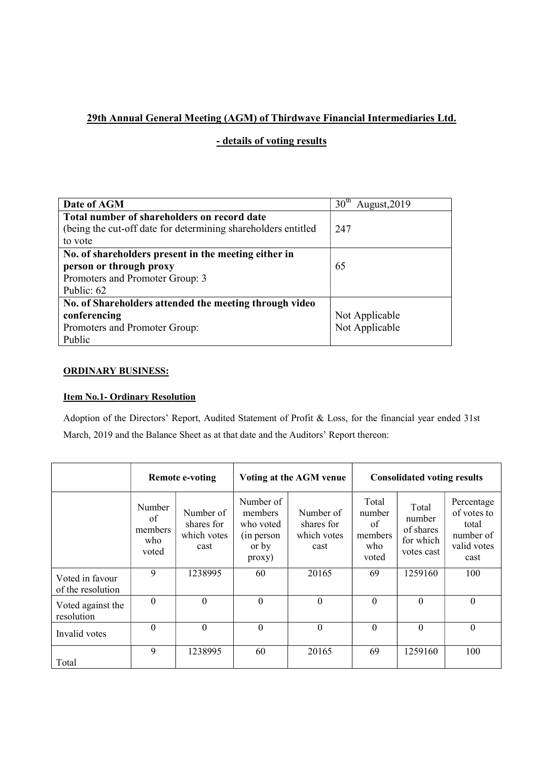## 29th Annual General Meeting (AGM) of Thirdwave Financial Intermediaries Ltd.

## - details of voting results

| **Date of AGM** | 30th August,2019 |
|---|---|
| **Total number of shareholders on record date** (being the cut-off date for determining shareholders entitled to vote | 247 |
| **No. of shareholders present in the meeting either in person or through proxy** Promoters and Promoter Group: 3 Public: 62 | 65 |
| **No. of Shareholders attended the meeting through video conferencing** Promoters and Promoter Group: Public | Not Applicable Not Applicable |

**ORDINARY BUSINESS:**

**Item No.1- Ordinary Resolution**

Adoption of the Directors' Report, Audited Statement of Profit & Loss, for the financial year ended 31st March, 2019 and the Balance Sheet as at that date and the Auditors' Report thereon:

| | Remote e-voting | | Voting at the AGM venue | | Consolidated voting results | | |
|---|---|---|---|---|---|---|---|
| | Number of members who voted | Number of shares for which votes cast | Number of members who voted (in person or by proxy) | Number of shares for which votes cast | Total number of members who voted | Total number of shares for which votes cast | Percentage of votes to total number of valid votes cast |
| Voted in favour of the resolution | 9 | 1238995 | 60 | 20165 | 69 | 1259160 | 100 |
| Voted against the resolution | 0 | 0 | 0 | 0 | 0 | 0 | 0 |
| Invalid votes | 0 | 0 | 0 | 0 | 0 | 0 | 0 |
| Total | 9 | 1238995 | 60 | 20165 | 69 | 1259160 | 100 |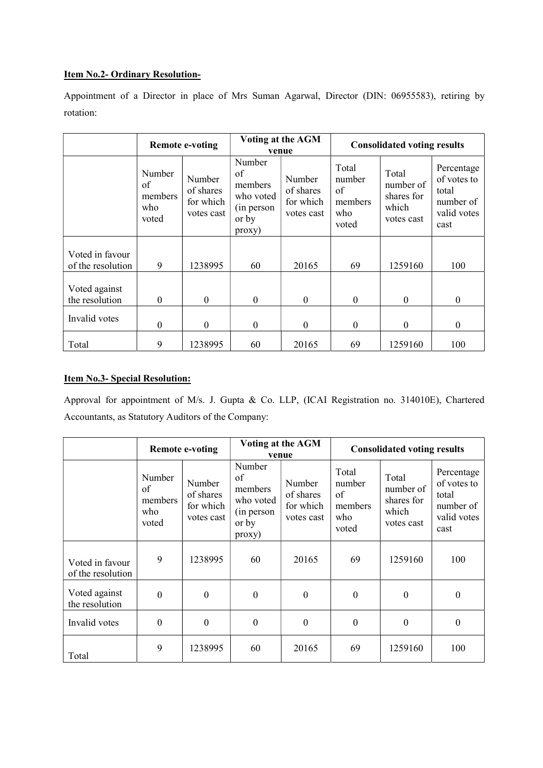**Item No.2- Ordinary Resolution-**

Appointment of a Director in place of Mrs Suman Agarwal, Director (DIN: 06955583), retiring by rotation:

| | Remote e-voting | | Voting at the AGM venue | | Consolidated voting results | | |
|---|---|---|---|---|---|---|---|
| | Number of members who voted | Number of shares for which votes cast | Number of members who voted (in person or by proxy) | Number of shares for which votes cast | Total number of members who voted | Total number of shares for which votes cast | Percentage of votes to total number of valid votes cast |
| Voted in favour of the resolution | 9 | 1238995 | 60 | 20165 | 69 | 1259160 | 100 |
| Voted against the resolution | 0 | 0 | 0 | 0 | 0 | 0 | 0 |
| Invalid votes | 0 | 0 | 0 | 0 | 0 | 0 | 0 |
| Total | 9 | 1238995 | 60 | 20165 | 69 | 1259160 | 100 |

**Item No.3- Special Resolution:**

Approval for appointment of M/s. J. Gupta & Co. LLP, (ICAI Registration no. 314010E), Chartered Accountants, as Statutory Auditors of the Company:

| | Remote e-voting | | Voting at the AGM venue | | Consolidated voting results | | |
|---|---|---|---|---|---|---|---|
| | Number of members who voted | Number of shares for which votes cast | Number of members who voted (in person or by proxy) | Number of shares for which votes cast | Total number of members who voted | Total number of shares for which votes cast | Percentage of votes to total number of valid votes cast |
| Voted in favour of the resolution | 9 | 1238995 | 60 | 20165 | 69 | 1259160 | 100 |
| Voted against the resolution | 0 | 0 | 0 | 0 | 0 | 0 | 0 |
| Invalid votes | 0 | 0 | 0 | 0 | 0 | 0 | 0 |
| Total | 9 | 1238995 | 60 | 20165 | 69 | 1259160 | 100 |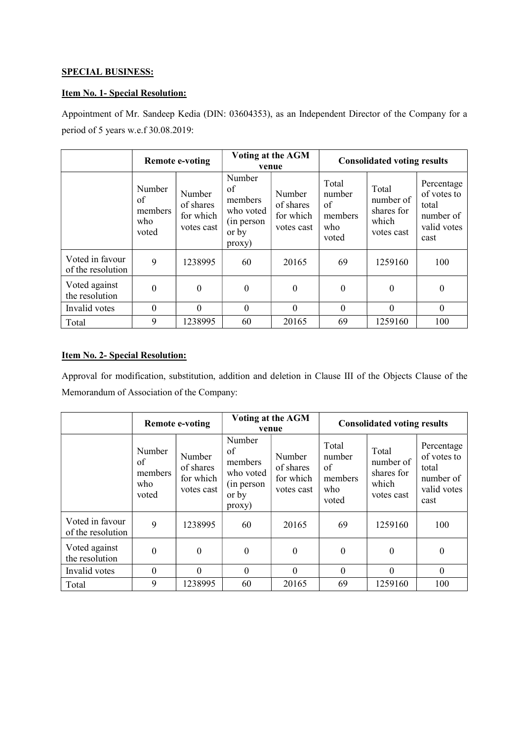**SPECIAL BUSINESS:**

**Item No. 1- Special Resolution:**

Appointment of Mr. Sandeep Kedia (DIN: 03604353), as an Independent Director of the Company for a period of 5 years w.e.f 30.08.2019:

| | **Remote e-voting** | | **Voting at the AGM venue** | | **Consolidated voting results** | | |
|---|---|---|---|---|---|---|---|
| | Number of members who voted | Number of shares for which votes cast | Number of members who voted (in person or by proxy) | Number of shares for which votes cast | Total number of members who voted | Total number of shares for which votes cast | Percentage of votes to total number of valid votes cast |
| Voted in favour of the resolution | 9 | 1238995 | 60 | 20165 | 69 | 1259160 | 100 |
| Voted against the resolution | 0 | 0 | 0 | 0 | 0 | 0 | 0 |
| Invalid votes | 0 | 0 | 0 | 0 | 0 | 0 | 0 |
| Total | 9 | 1238995 | 60 | 20165 | 69 | 1259160 | 100 |

**Item No. 2- Special Resolution:**

Approval for modification, substitution, addition and deletion in Clause III of the Objects Clause of the Memorandum of Association of the Company:

| | **Remote e-voting** | | **Voting at the AGM venue** | | **Consolidated voting results** | | |
|---|---|---|---|---|---|---|---|
| | Number of members who voted | Number of shares for which votes cast | Number of members who voted (in person or by proxy) | Number of shares for which votes cast | Total number of members who voted | Total number of shares for which votes cast | Percentage of votes to total number of valid votes cast |
| Voted in favour of the resolution | 9 | 1238995 | 60 | 20165 | 69 | 1259160 | 100 |
| Voted against the resolution | 0 | 0 | 0 | 0 | 0 | 0 | 0 |
| Invalid votes | 0 | 0 | 0 | 0 | 0 | 0 | 0 |
| Total | 9 | 1238995 | 60 | 20165 | 69 | 1259160 | 100 |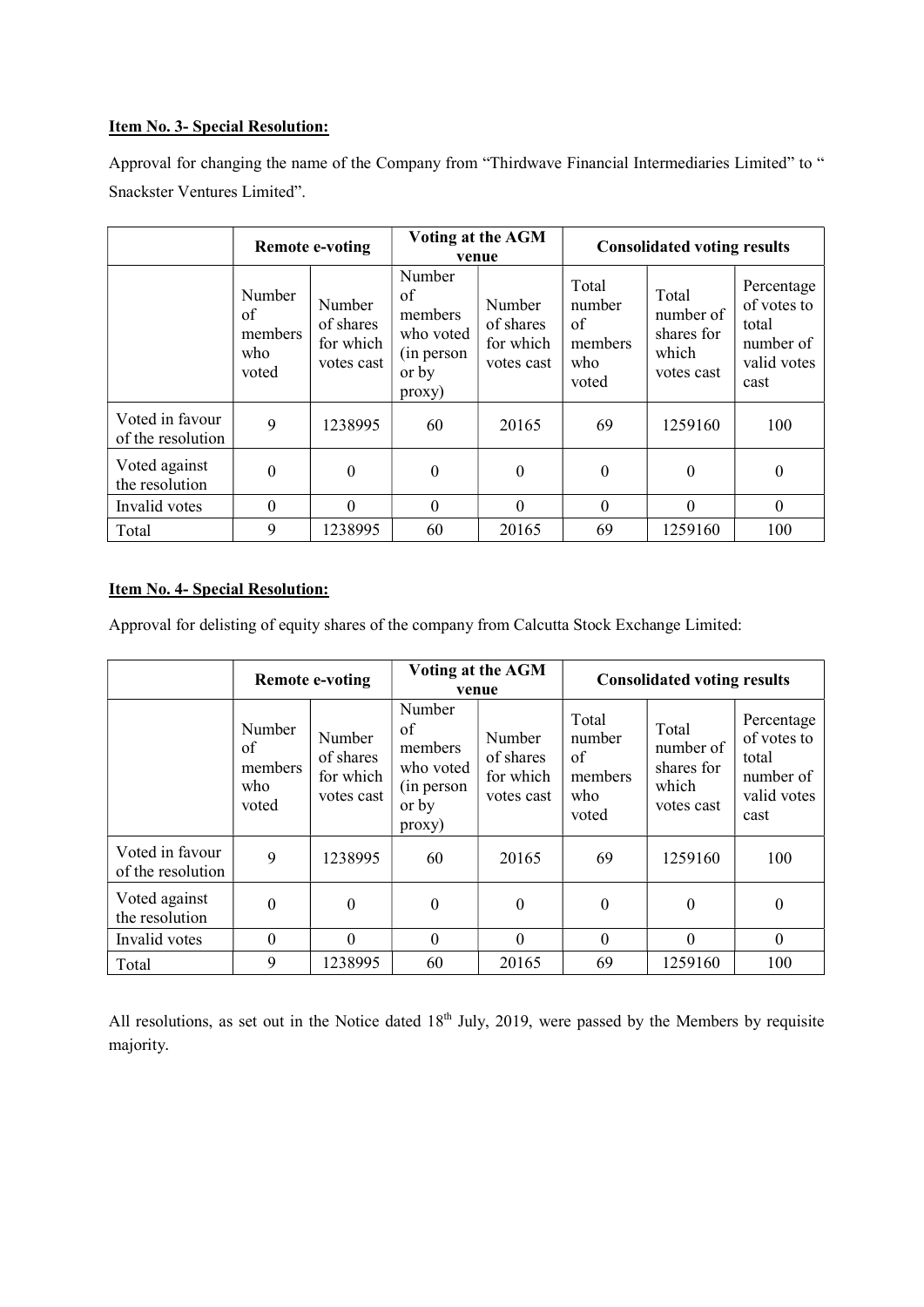**Item No. 3- Special Resolution:**

Approval for changing the name of the Company from "Thirdwave Financial Intermediaries Limited" to " Snackster Ventures Limited".

| | Remote e-voting | | Voting at the AGM venue | | Consolidated voting results | | |
|---|---|---|---|---|---|---|---|
| | Number of members who voted | Number of shares for which votes cast | Number of members who voted (in person or by proxy) | Number of shares for which votes cast | Total number of members who voted | Total number of shares for which votes cast | Percentage of votes to total number of valid votes cast |
| Voted in favour of the resolution | 9 | 1238995 | 60 | 20165 | 69 | 1259160 | 100 |
| Voted against the resolution | 0 | 0 | 0 | 0 | 0 | 0 | 0 |
| Invalid votes | 0 | 0 | 0 | 0 | 0 | 0 | 0 |
| Total | 9 | 1238995 | 60 | 20165 | 69 | 1259160 | 100 |

**Item No. 4- Special Resolution:**

Approval for delisting of equity shares of the company from Calcutta Stock Exchange Limited:

| | Remote e-voting | | Voting at the AGM venue | | Consolidated voting results | | |
|---|---|---|---|---|---|---|---|
| | Number of members who voted | Number of shares for which votes cast | Number of members who voted (in person or by proxy) | Number of shares for which votes cast | Total number of members who voted | Total number of shares for which votes cast | Percentage of votes to total number of valid votes cast |
| Voted in favour of the resolution | 9 | 1238995 | 60 | 20165 | 69 | 1259160 | 100 |
| Voted against the resolution | 0 | 0 | 0 | 0 | 0 | 0 | 0 |
| Invalid votes | 0 | 0 | 0 | 0 | 0 | 0 | 0 |
| Total | 9 | 1238995 | 60 | 20165 | 69 | 1259160 | 100 |

All resolutions, as set out in the Notice dated 18th July, 2019, were passed by the Members by requisite majority.